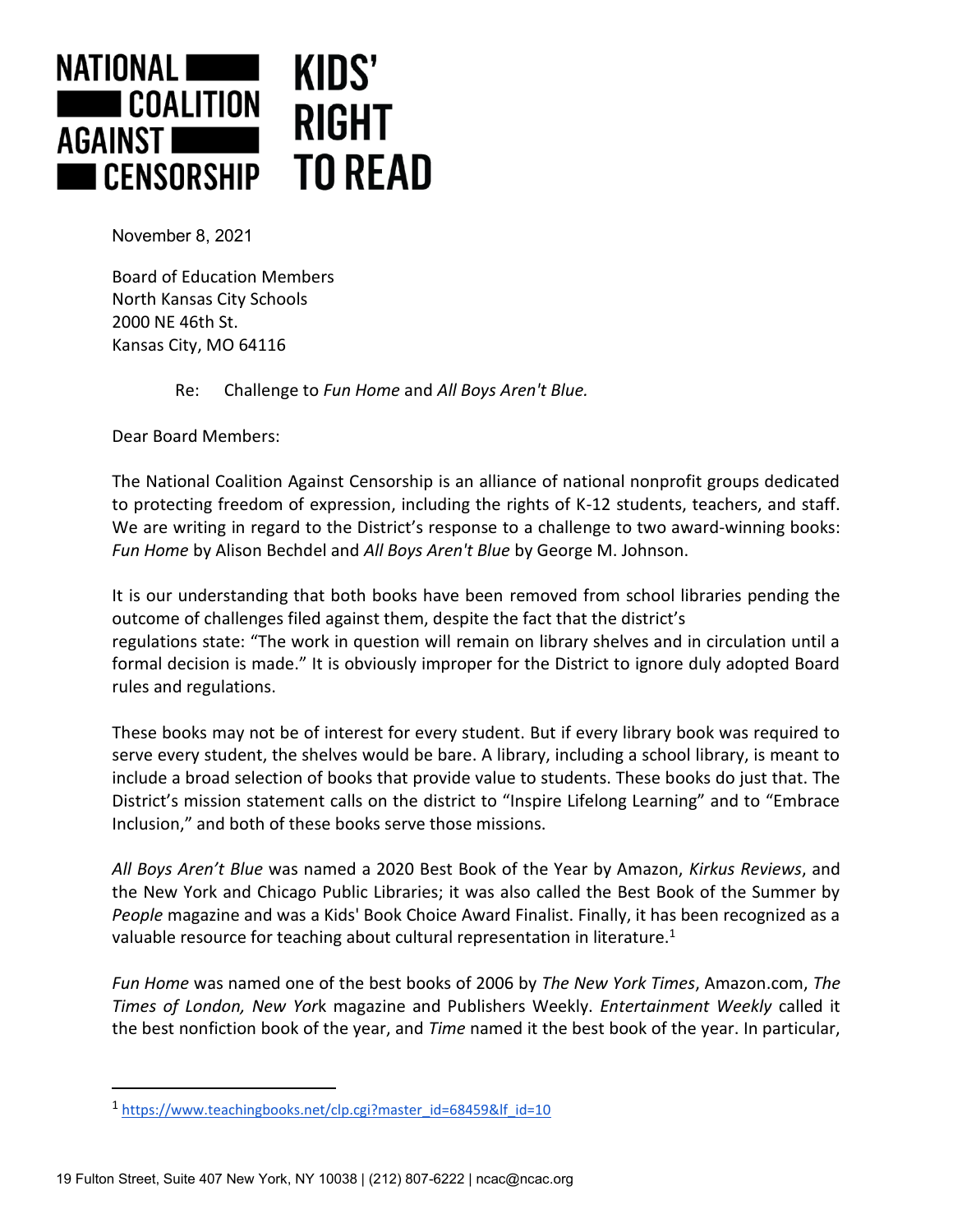**NATIONAL COALITION AGAINST CENSORSHIP** | **KIDS' RIGHT TO READ**

November 8, 2021

Board of Education Members
North Kansas City Schools
2000 NE 46th St.
Kansas City, MO 64116

Re: Challenge to *Fun Home* and *All Boys Aren't Blue.*

Dear Board Members:

The National Coalition Against Censorship is an alliance of national nonprofit groups dedicated to protecting freedom of expression, including the rights of K-12 students, teachers, and staff. We are writing in regard to the District's response to a challenge to two award-winning books: *Fun Home* by Alison Bechdel and *All Boys Aren't Blue* by George M. Johnson.

It is our understanding that both books have been removed from school libraries pending the outcome of challenges filed against them, despite the fact that the district's regulations state: "The work in question will remain on library shelves and in circulation until a formal decision is made." It is obviously improper for the District to ignore duly adopted Board rules and regulations.

These books may not be of interest for every student. But if every library book was required to serve every student, the shelves would be bare. A library, including a school library, is meant to include a broad selection of books that provide value to students. These books do just that. The District's mission statement calls on the district to "Inspire Lifelong Learning" and to "Embrace Inclusion," and both of these books serve those missions.

*All Boys Aren't Blue* was named a 2020 Best Book of the Year by Amazon, *Kirkus Reviews*, and the New York and Chicago Public Libraries; it was also called the Best Book of the Summer by *People* magazine and was a Kids' Book Choice Award Finalist. Finally, it has been recognized as a valuable resource for teaching about cultural representation in literature.[1]

*Fun Home* was named one of the best books of 2006 by *The New York Times*, Amazon.com, *The Times of London, New York* magazine and Publishers Weekly. *Entertainment Weekly* called it the best nonfiction book of the year, and *Time* named it the best book of the year. In particular,

---

[1] https://www.teachingbooks.net/clp.cgi?master_id=68459&lf_id=10

19 Fulton Street, Suite 407 New York, NY 10038 | (212) 807-6222 | ncac@ncac.org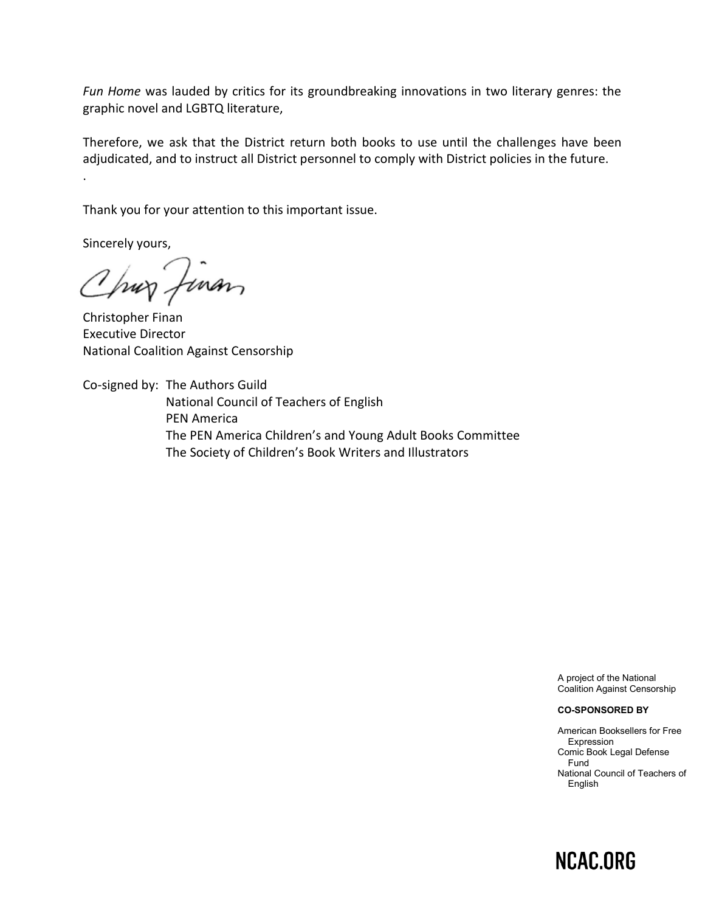*Fun Home* was lauded by critics for its groundbreaking innovations in two literary genres: the graphic novel and LGBTQ literature,

Therefore, we ask that the District return both books to use until the challenges have been adjudicated, and to instruct all District personnel to comply with District policies in the future.

.

Thank you for your attention to this important issue.

Sincerely yours,

Christopher Finan
Executive Director
National Coalition Against Censorship

Co-signed by: The Authors Guild
National Council of Teachers of English
PEN America
The PEN America Children's and Young Adult Books Committee
The Society of Children's Book Writers and Illustrators

A project of the National Coalition Against Censorship

**CO-SPONSORED BY**

American Booksellers for Free Expression
Comic Book Legal Defense Fund
National Council of Teachers of English

**NCAC.ORG**